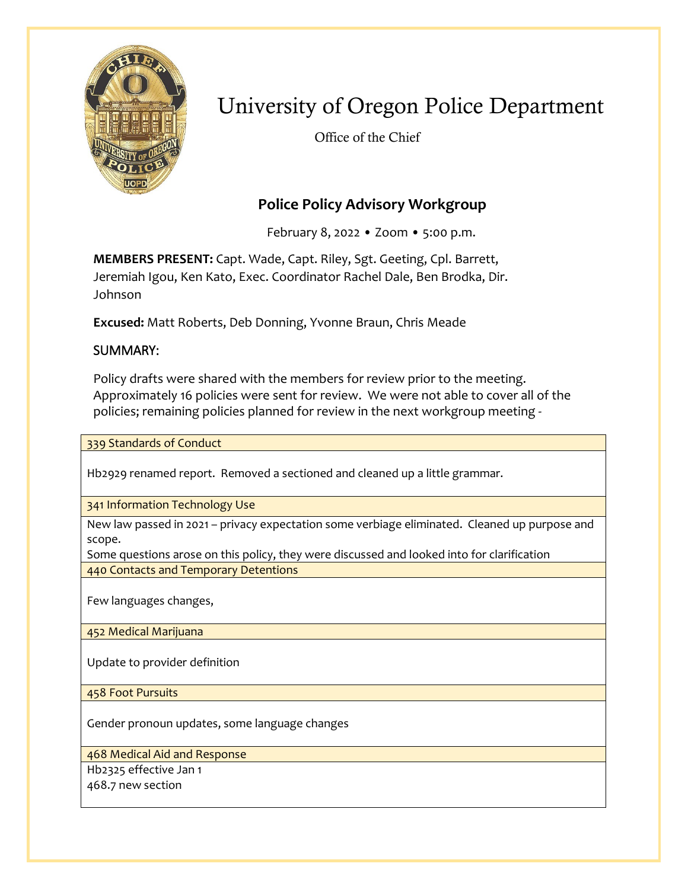# University of Oregon Police Department

Office of the Chief

## Police Policy Advisory Workgroup

February 8, 2022 • Zoom • 5:00 p.m.

**MEMBERS PRESENT:** Capt. Wade, Capt. Riley, Sgt. Geeting, Cpl. Barrett, Jeremiah Igou, Ken Kato, Exec. Coordinator Rachel Dale, Ben Brodka, Dir. Johnson

**Excused:** Matt Roberts, Deb Donning, Yvonne Braun, Chris Meade

### SUMMARY:

Policy drafts were shared with the members for review prior to the meeting. Approximately 16 policies were sent for review. We were not able to cover all of the policies; remaining policies planned for review in the next workgroup meeting -

| 339 Standards of Conduct |
|---|
| Hb2929 renamed report. Removed a sectioned and cleaned up a little grammar. |
| 341 Information Technology Use |
| New law passed in 2021 – privacy expectation some verbiage eliminated. Cleaned up purpose and scope.<br>Some questions arose on this policy, they were discussed and looked into for clarification |
| 440 Contacts and Temporary Detentions |
| Few languages changes, |
| 452 Medical Marijuana |
| Update to provider definition |
| 458 Foot Pursuits |
| Gender pronoun updates, some language changes |
| 468 Medical Aid and Response |
| Hb2325 effective Jan 1<br>468.7 new section |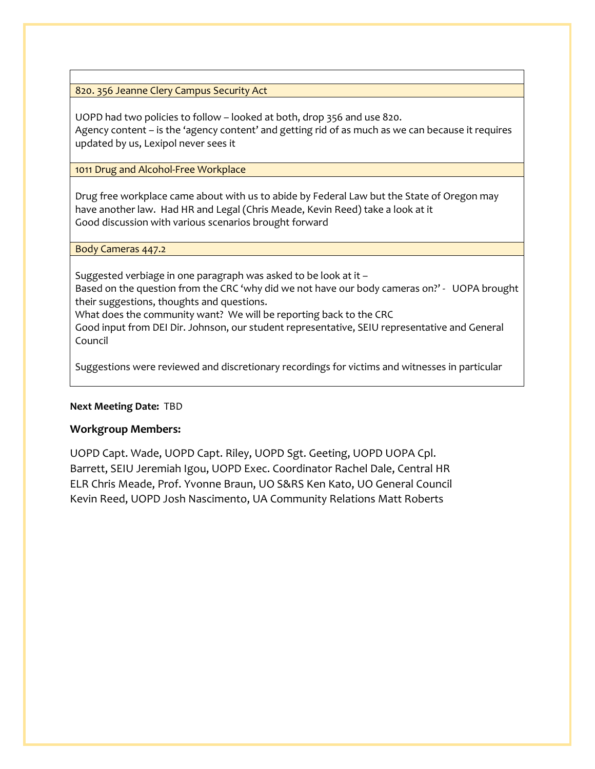| |
|---|
| 820. 356 Jeanne Clery Campus Security Act |
| UOPD had two policies to follow – looked at both, drop 356 and use 820.<br>Agency content – is the 'agency content' and getting rid of as much as we can because it requires updated by us, Lexipol never sees it |
| 1011 Drug and Alcohol-Free Workplace |
| Drug free workplace came about with us to abide by Federal Law but the State of Oregon may have another law. Had HR and Legal (Chris Meade, Kevin Reed) take a look at it<br>Good discussion with various scenarios brought forward |
| Body Cameras 447.2 |
| Suggested verbiage in one paragraph was asked to be look at it –<br>Based on the question from the CRC 'why did we not have our body cameras on?' - UOPA brought their suggestions, thoughts and questions.<br>What does the community want? We will be reporting back to the CRC<br>Good input from DEI Dir. Johnson, our student representative, SEIU representative and General Council<br><br>Suggestions were reviewed and discretionary recordings for victims and witnesses in particular |

**Next Meeting Date:** TBD

**Workgroup Members:**

UOPD Capt. Wade, UOPD Capt. Riley, UOPD Sgt. Geeting, UOPD UOPA Cpl. Barrett, SEIU Jeremiah Igou, UOPD Exec. Coordinator Rachel Dale, Central HR ELR Chris Meade, Prof. Yvonne Braun, UO S&RS Ken Kato, UO General Council Kevin Reed, UOPD Josh Nascimento, UA Community Relations Matt Roberts